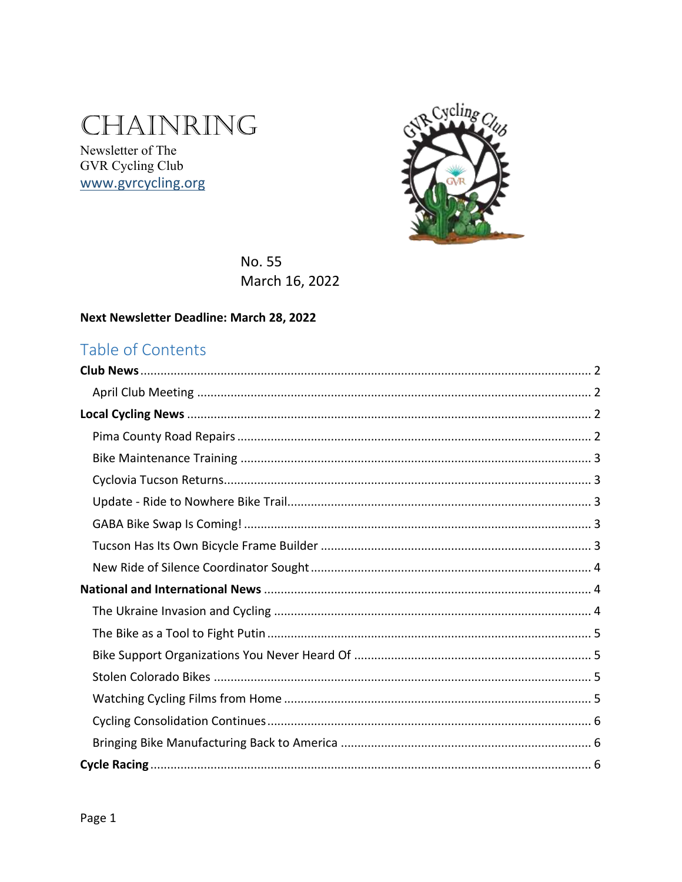# CHAINRING

Newsletter of The
GVR Cycling Club
www.gvrcycling.org

No. 55
March 16, 2022

**Next Newsletter Deadline: March 28, 2022**

## Table of Contents

**Club News** ..... 2
- April Club Meeting ..... 2

**Local Cycling News** ..... 2
- Pima County Road Repairs ..... 2
- Bike Maintenance Training ..... 3
- Cyclovia Tucson Returns ..... 3
- Update - Ride to Nowhere Bike Trail ..... 3
- GABA Bike Swap Is Coming! ..... 3
- Tucson Has Its Own Bicycle Frame Builder ..... 3
- New Ride of Silence Coordinator Sought ..... 4

**National and International News** ..... 4
- The Ukraine Invasion and Cycling ..... 4
- The Bike as a Tool to Fight Putin ..... 5
- Bike Support Organizations You Never Heard Of ..... 5
- Stolen Colorado Bikes ..... 5
- Watching Cycling Films from Home ..... 5
- Cycling Consolidation Continues ..... 6
- Bringing Bike Manufacturing Back to America ..... 6

**Cycle Racing** ..... 6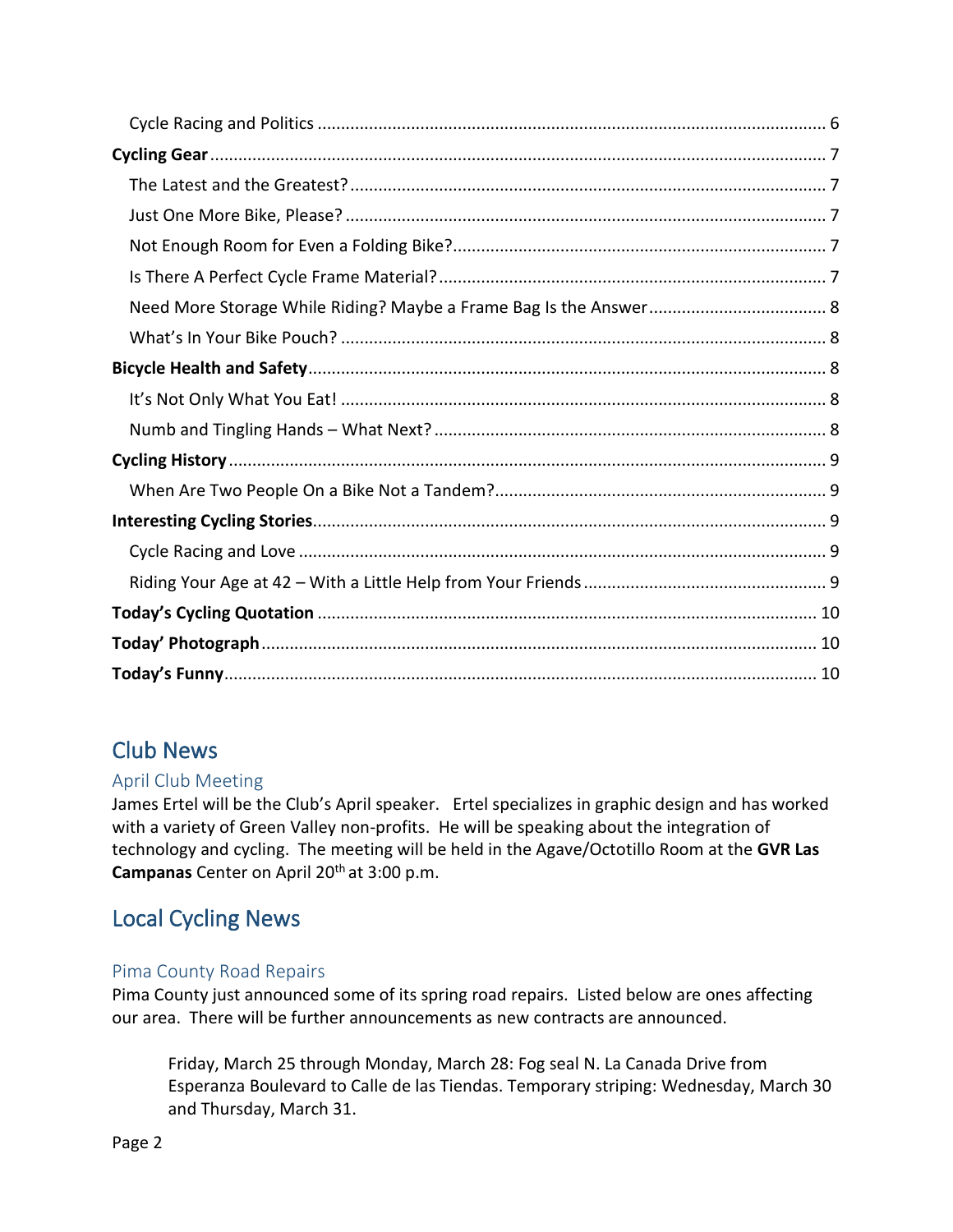Cycle Racing and Politics ........................................................................................................ 6

**Cycling Gear** ......................................................................................................................... 7

The Latest and the Greatest? .................................................................................................. 7

Just One More Bike, Please? .................................................................................................. 7

Not Enough Room for Even a Folding Bike? ........................................................................... 7

Is There A Perfect Cycle Frame Material? ............................................................................... 7

Need More Storage While Riding? Maybe a Frame Bag Is the Answer ..................................... 8

What's In Your Bike Pouch? ................................................................................................... 8

**Bicycle Health and Safety** ..................................................................................................... 8

It's Not Only What You Eat! ................................................................................................... 8

Numb and Tingling Hands – What Next? ................................................................................ 8

**Cycling History** ..................................................................................................................... 9

When Are Two People On a Bike Not a Tandem? .................................................................... 9

**Interesting Cycling Stories** .................................................................................................... 9

Cycle Racing and Love ............................................................................................................ 9

Riding Your Age at 42 – With a Little Help from Your Friends .................................................. 9

**Today's Cycling Quotation** .................................................................................................. 10

**Today' Photograph** ............................................................................................................. 10

**Today's Funny** ..................................................................................................................... 10

## Club News

### April Club Meeting

James Ertel will be the Club's April speaker. Ertel specializes in graphic design and has worked with a variety of Green Valley non-profits. He will be speaking about the integration of technology and cycling. The meeting will be held in the Agave/Octotillo Room at the **GVR Las Campanas** Center on April 20th at 3:00 p.m.

## Local Cycling News

### Pima County Road Repairs

Pima County just announced some of its spring road repairs. Listed below are ones affecting our area. There will be further announcements as new contracts are announced.

> Friday, March 25 through Monday, March 28: Fog seal N. La Canada Drive from Esperanza Boulevard to Calle de las Tiendas. Temporary striping: Wednesday, March 30 and Thursday, March 31.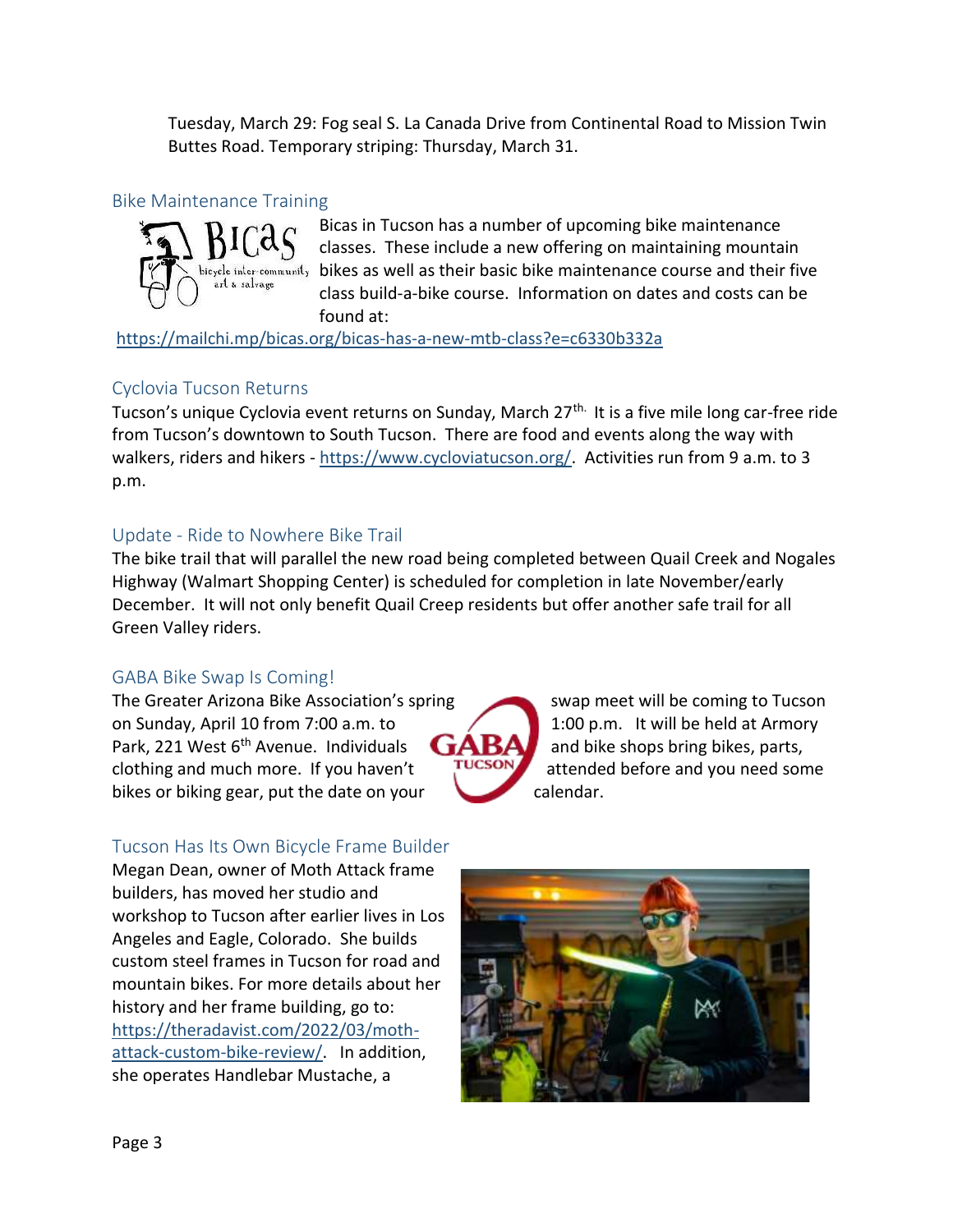Tuesday, March 29: Fog seal S. La Canada Drive from Continental Road to Mission Twin Buttes Road. Temporary striping: Thursday, March 31.

## Bike Maintenance Training

Bicas in Tucson has a number of upcoming bike maintenance classes. These include a new offering on maintaining mountain bikes as well as their basic bike maintenance course and their five class build-a-bike course. Information on dates and costs can be found at:

https://mailchi.mp/bicas.org/bicas-has-a-new-mtb-class?e=c6330b332a

## Cyclovia Tucson Returns

Tucson's unique Cyclovia event returns on Sunday, March 27th. It is a five mile long car-free ride from Tucson's downtown to South Tucson. There are food and events along the way with walkers, riders and hikers - https://www.cycloviatucson.org/. Activities run from 9 a.m. to 3 p.m.

## Update - Ride to Nowhere Bike Trail

The bike trail that will parallel the new road being completed between Quail Creek and Nogales Highway (Walmart Shopping Center) is scheduled for completion in late November/early December. It will not only benefit Quail Creep residents but offer another safe trail for all Green Valley riders.

## GABA Bike Swap Is Coming!

The Greater Arizona Bike Association's spring swap meet will be coming to Tucson on Sunday, April 10 from 7:00 a.m. to 1:00 p.m. It will be held at Armory Park, 221 West 6th Avenue. Individuals and bike shops bring bikes, parts, clothing and much more. If you haven't attended before and you need some bikes or biking gear, put the date on your calendar.

## Tucson Has Its Own Bicycle Frame Builder

Megan Dean, owner of Moth Attack frame builders, has moved her studio and workshop to Tucson after earlier lives in Los Angeles and Eagle, Colorado. She builds custom steel frames in Tucson for road and mountain bikes. For more details about her history and her frame building, go to: https://theradavist.com/2022/03/moth-attack-custom-bike-review/. In addition, she operates Handlebar Mustache, a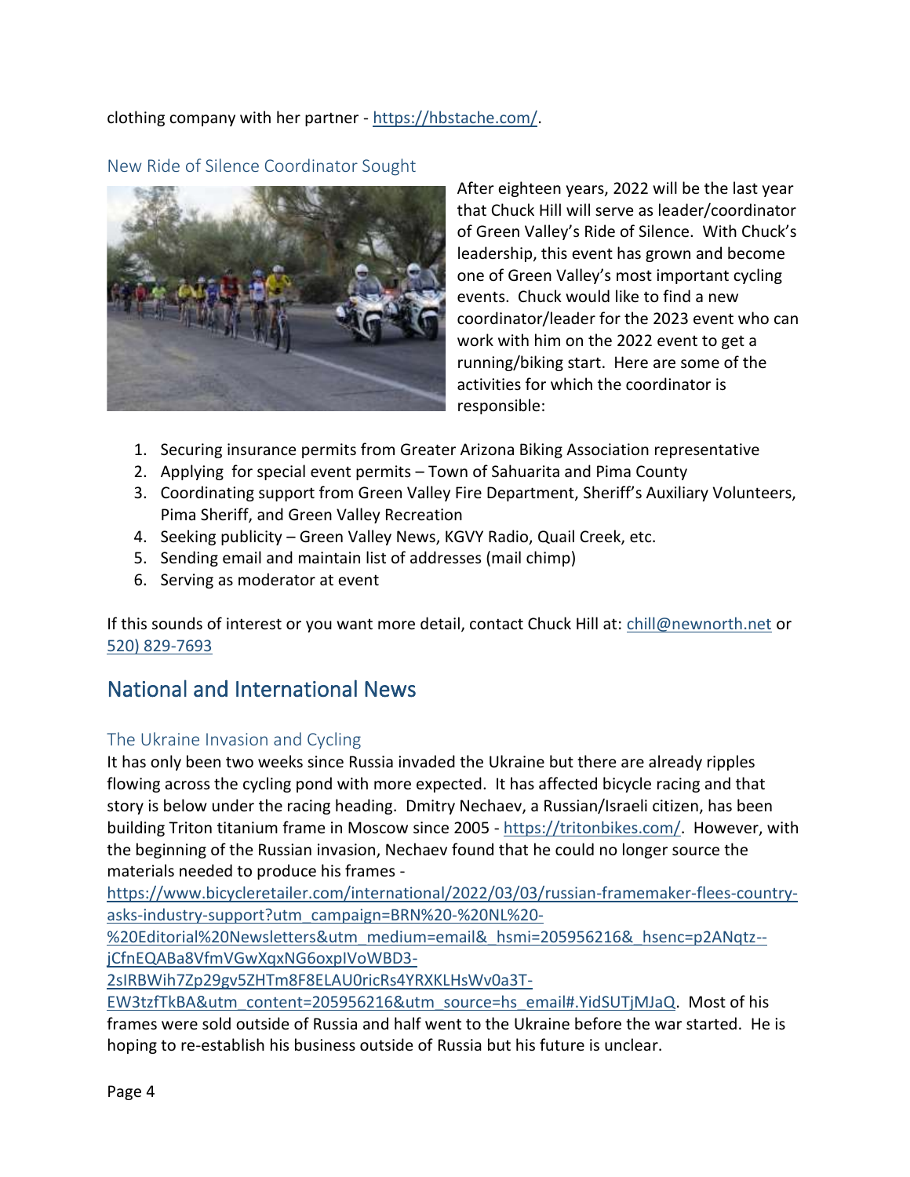clothing company with her partner - https://hbstache.com/.

### New Ride of Silence Coordinator Sought

After eighteen years, 2022 will be the last year that Chuck Hill will serve as leader/coordinator of Green Valley's Ride of Silence. With Chuck's leadership, this event has grown and become one of Green Valley's most important cycling events. Chuck would like to find a new coordinator/leader for the 2023 event who can work with him on the 2022 event to get a running/biking start. Here are some of the activities for which the coordinator is responsible:

1. Securing insurance permits from Greater Arizona Biking Association representative
2. Applying for special event permits – Town of Sahuarita and Pima County
3. Coordinating support from Green Valley Fire Department, Sheriff's Auxiliary Volunteers, Pima Sheriff, and Green Valley Recreation
4. Seeking publicity – Green Valley News, KGVY Radio, Quail Creek, etc.
5. Sending email and maintain list of addresses (mail chimp)
6. Serving as moderator at event

If this sounds of interest or you want more detail, contact Chuck Hill at: chill@newnorth.net or 520) 829-7693

## National and International News

### The Ukraine Invasion and Cycling

It has only been two weeks since Russia invaded the Ukraine but there are already ripples flowing across the cycling pond with more expected. It has affected bicycle racing and that story is below under the racing heading. Dmitry Nechaev, a Russian/Israeli citizen, has been building Triton titanium frame in Moscow since 2005 - https://tritonbikes.com/. However, with the beginning of the Russian invasion, Nechaev found that he could no longer source the materials needed to produce his frames - https://www.bicycleretailer.com/international/2022/03/03/russian-framemaker-flees-country-asks-industry-support?utm_campaign=BRN%20-%20NL%20-%20Editorial%20Newsletters&utm_medium=email&_hsmi=205956216&_hsenc=p2ANqtz--jCfnEQABa8VfmVGwXqxNG6oxpIVoWBD3-2sIRBWih7Zp29gv5ZHTm8F8ELAU0ricRs4YRXKLHsWv0a3T-EW3tzfTkBA&utm_content=205956216&utm_source=hs_email#.YidSUTjMJaQ. Most of his frames were sold outside of Russia and half went to the Ukraine before the war started. He is hoping to re-establish his business outside of Russia but his future is unclear.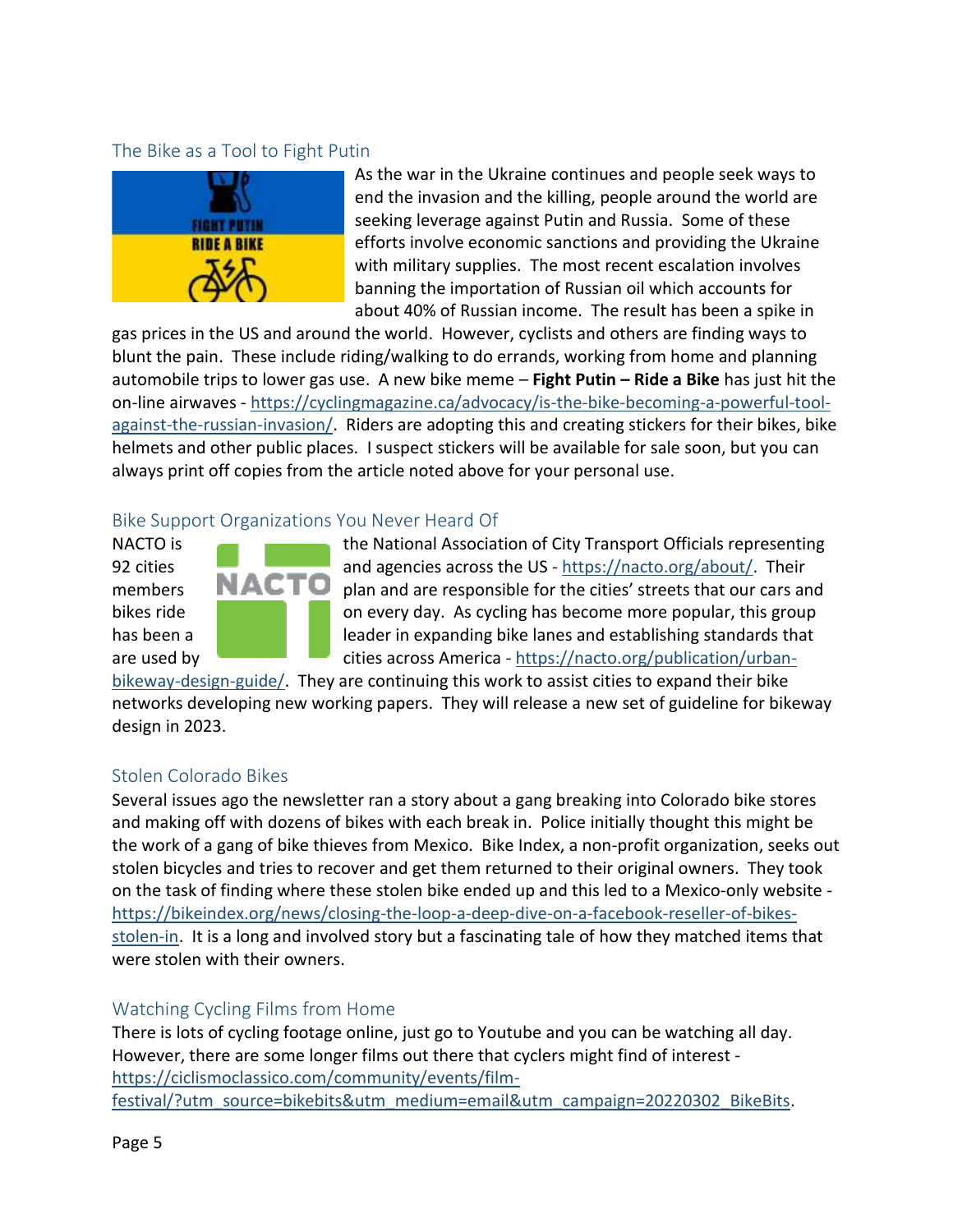## The Bike as a Tool to Fight Putin

As the war in the Ukraine continues and people seek ways to end the invasion and the killing, people around the world are seeking leverage against Putin and Russia. Some of these efforts involve economic sanctions and providing the Ukraine with military supplies. The most recent escalation involves banning the importation of Russian oil which accounts for about 40% of Russian income. The result has been a spike in gas prices in the US and around the world. However, cyclists and others are finding ways to blunt the pain. These include riding/walking to do errands, working from home and planning automobile trips to lower gas use. A new bike meme – **Fight Putin – Ride a Bike** has just hit the on-line airwaves - https://cyclingmagazine.ca/advocacy/is-the-bike-becoming-a-powerful-tool-against-the-russian-invasion/. Riders are adopting this and creating stickers for their bikes, bike helmets and other public places. I suspect stickers will be available for sale soon, but you can always print off copies from the article noted above for your personal use.

## Bike Support Organizations You Never Heard Of

NACTO is the National Association of City Transport Officials representing 92 cities and agencies across the US - https://nacto.org/about/. Their members plan and are responsible for the cities' streets that our cars and bikes ride on every day. As cycling has become more popular, this group has been a leader in expanding bike lanes and establishing standards that are used by cities across America - https://nacto.org/publication/urban-bikeway-design-guide/. They are continuing this work to assist cities to expand their bike networks developing new working papers. They will release a new set of guideline for bikeway design in 2023.

## Stolen Colorado Bikes

Several issues ago the newsletter ran a story about a gang breaking into Colorado bike stores and making off with dozens of bikes with each break in. Police initially thought this might be the work of a gang of bike thieves from Mexico. Bike Index, a non-profit organization, seeks out stolen bicycles and tries to recover and get them returned to their original owners. They took on the task of finding where these stolen bike ended up and this led to a Mexico-only website - https://bikeindex.org/news/closing-the-loop-a-deep-dive-on-a-facebook-reseller-of-bikes-stolen-in. It is a long and involved story but a fascinating tale of how they matched items that were stolen with their owners.

## Watching Cycling Films from Home

There is lots of cycling footage online, just go to Youtube and you can be watching all day. However, there are some longer films out there that cyclers might find of interest - https://ciclismoclassico.com/community/events/film-festival/?utm_source=bikebits&utm_medium=email&utm_campaign=20220302_BikeBits.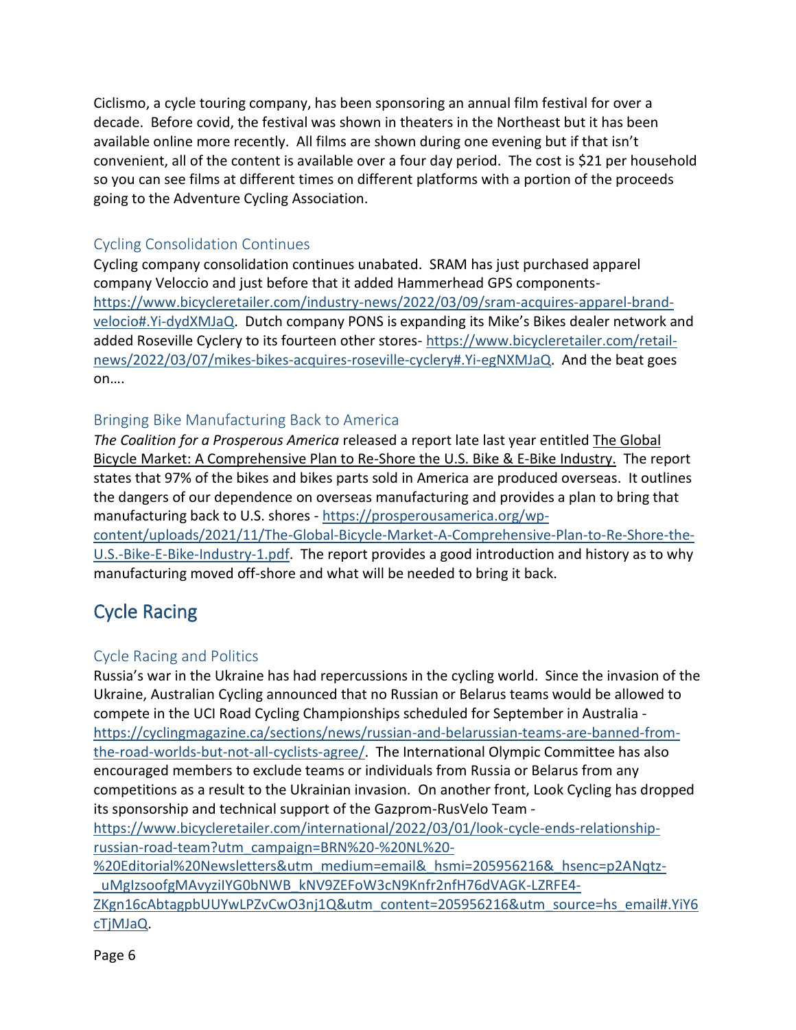Ciclismo, a cycle touring company, has been sponsoring an annual film festival for over a decade. Before covid, the festival was shown in theaters in the Northeast but it has been available online more recently. All films are shown during one evening but if that isn't convenient, all of the content is available over a four day period. The cost is $21 per household so you can see films at different times on different platforms with a portion of the proceeds going to the Adventure Cycling Association.

### Cycling Consolidation Continues

Cycling company consolidation continues unabated. SRAM has just purchased apparel company Veloccio and just before that it added Hammerhead GPS components- https://www.bicycleretailer.com/industry-news/2022/03/09/sram-acquires-apparel-brand-velocio#.Yi-dydXMJaQ. Dutch company PONS is expanding its Mike's Bikes dealer network and added Roseville Cyclery to its fourteen other stores- https://www.bicycleretailer.com/retail-news/2022/03/07/mikes-bikes-acquires-roseville-cyclery#.Yi-egNXMJaQ. And the beat goes on….

### Bringing Bike Manufacturing Back to America

*The Coalition for a Prosperous America* released a report late last year entitled The Global Bicycle Market: A Comprehensive Plan to Re-Shore the U.S. Bike & E-Bike Industry. The report states that 97% of the bikes and bikes parts sold in America are produced overseas. It outlines the dangers of our dependence on overseas manufacturing and provides a plan to bring that manufacturing back to U.S. shores - https://prosperousamerica.org/wp-content/uploads/2021/11/The-Global-Bicycle-Market-A-Comprehensive-Plan-to-Re-Shore-the-U.S.-Bike-E-Bike-Industry-1.pdf. The report provides a good introduction and history as to why manufacturing moved off-shore and what will be needed to bring it back.

## Cycle Racing

### Cycle Racing and Politics

Russia's war in the Ukraine has had repercussions in the cycling world. Since the invasion of the Ukraine, Australian Cycling announced that no Russian or Belarus teams would be allowed to compete in the UCI Road Cycling Championships scheduled for September in Australia - https://cyclingmagazine.ca/sections/news/russian-and-belarussian-teams-are-banned-from-the-road-worlds-but-not-all-cyclists-agree/. The International Olympic Committee has also encouraged members to exclude teams or individuals from Russia or Belarus from any competitions as a result to the Ukrainian invasion. On another front, Look Cycling has dropped its sponsorship and technical support of the Gazprom-RusVelo Team - https://www.bicycleretailer.com/international/2022/03/01/look-cycle-ends-relationship-russian-road-team?utm_campaign=BRN%20-%20NL%20-%20Editorial%20Newsletters&utm_medium=email&_hsmi=205956216&_hsenc=p2ANqtz-_uMglzsoofgMAvyziIYG0bNWB_kNV9ZEFoW3cN9Knfr2nfH76dVAGK-LZRFE4-ZKgn16cAbtagpbUUYwLPZvCwO3nj1Q&utm_content=205956216&utm_source=hs_email#.YiY6cTjMJaQ.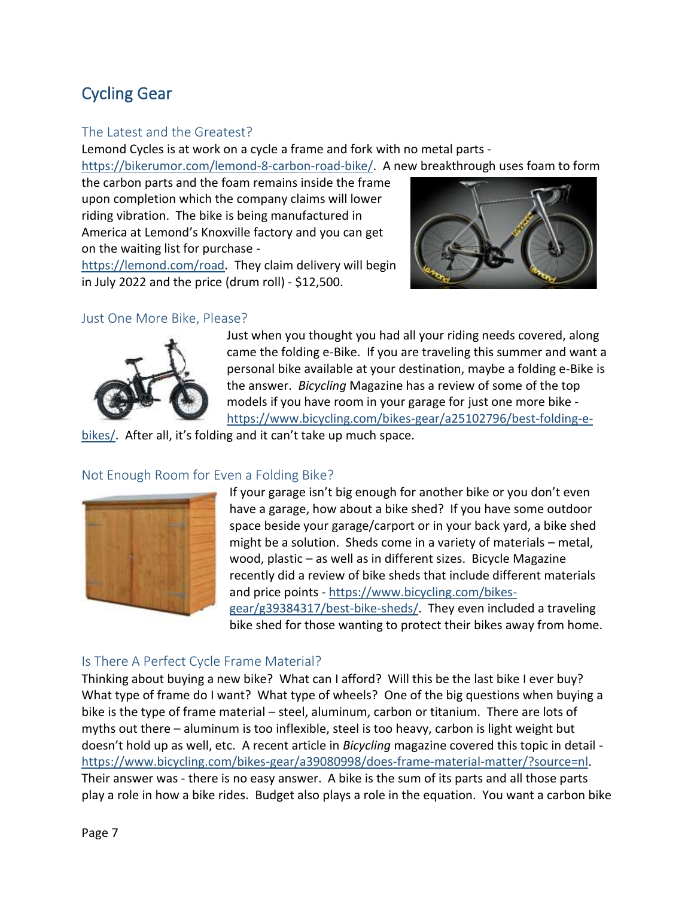# Cycling Gear

## The Latest and the Greatest?

Lemond Cycles is at work on a cycle a frame and fork with no metal parts - https://bikerumor.com/lemond-8-carbon-road-bike/. A new breakthrough uses foam to form the carbon parts and the foam remains inside the frame upon completion which the company claims will lower riding vibration. The bike is being manufactured in America at Lemond's Knoxville factory and you can get on the waiting list for purchase - https://lemond.com/road. They claim delivery will begin in July 2022 and the price (drum roll) - $12,500.

## Just One More Bike, Please?

Just when you thought you had all your riding needs covered, along came the folding e-Bike. If you are traveling this summer and want a personal bike available at your destination, maybe a folding e-Bike is the answer. *Bicycling* Magazine has a review of some of the top models if you have room in your garage for just one more bike - https://www.bicycling.com/bikes-gear/a25102796/best-folding-e-bikes/. After all, it's folding and it can't take up much space.

## Not Enough Room for Even a Folding Bike?

If your garage isn't big enough for another bike or you don't even have a garage, how about a bike shed? If you have some outdoor space beside your garage/carport or in your back yard, a bike shed might be a solution. Sheds come in a variety of materials – metal, wood, plastic – as well as in different sizes. Bicycle Magazine recently did a review of bike sheds that include different materials and price points - https://www.bicycling.com/bikes-gear/g39384317/best-bike-sheds/. They even included a traveling bike shed for those wanting to protect their bikes away from home.

## Is There A Perfect Cycle Frame Material?

Thinking about buying a new bike? What can I afford? Will this be the last bike I ever buy? What type of frame do I want? What type of wheels? One of the big questions when buying a bike is the type of frame material – steel, aluminum, carbon or titanium. There are lots of myths out there – aluminum is too inflexible, steel is too heavy, carbon is light weight but doesn't hold up as well, etc. A recent article in *Bicycling* magazine covered this topic in detail - https://www.bicycling.com/bikes-gear/a39080998/does-frame-material-matter/?source=nl. Their answer was - there is no easy answer. A bike is the sum of its parts and all those parts play a role in how a bike rides. Budget also plays a role in the equation. You want a carbon bike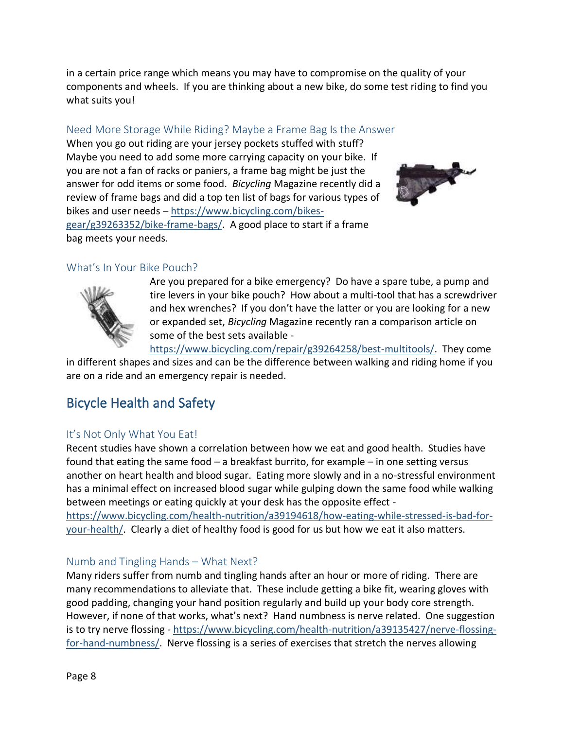in a certain price range which means you may have to compromise on the quality of your components and wheels. If you are thinking about a new bike, do some test riding to find you what suits you!

### Need More Storage While Riding? Maybe a Frame Bag Is the Answer

When you go out riding are your jersey pockets stuffed with stuff? Maybe you need to add some more carrying capacity on your bike. If you are not a fan of racks or paniers, a frame bag might be just the answer for odd items or some food. *Bicycling* Magazine recently did a review of frame bags and did a top ten list of bags for various types of bikes and user needs – https://www.bicycling.com/bikes-gear/g39263352/bike-frame-bags/. A good place to start if a frame bag meets your needs.

### What's In Your Bike Pouch?

Are you prepared for a bike emergency? Do have a spare tube, a pump and tire levers in your bike pouch? How about a multi-tool that has a screwdriver and hex wrenches? If you don't have the latter or you are looking for a new or expanded set, *Bicycling* Magazine recently ran a comparison article on some of the best sets available - https://www.bicycling.com/repair/g39264258/best-multitools/. They come in different shapes and sizes and can be the difference between walking and riding home if you are on a ride and an emergency repair is needed.

## Bicycle Health and Safety

### It's Not Only What You Eat!

Recent studies have shown a correlation between how we eat and good health. Studies have found that eating the same food – a breakfast burrito, for example – in one setting versus another on heart health and blood sugar. Eating more slowly and in a no-stressful environment has a minimal effect on increased blood sugar while gulping down the same food while walking between meetings or eating quickly at your desk has the opposite effect - https://www.bicycling.com/health-nutrition/a39194618/how-eating-while-stressed-is-bad-for-your-health/. Clearly a diet of healthy food is good for us but how we eat it also matters.

### Numb and Tingling Hands – What Next?

Many riders suffer from numb and tingling hands after an hour or more of riding. There are many recommendations to alleviate that. These include getting a bike fit, wearing gloves with good padding, changing your hand position regularly and build up your body core strength. However, if none of that works, what's next? Hand numbness is nerve related. One suggestion is to try nerve flossing - https://www.bicycling.com/health-nutrition/a39135427/nerve-flossing-for-hand-numbness/. Nerve flossing is a series of exercises that stretch the nerves allowing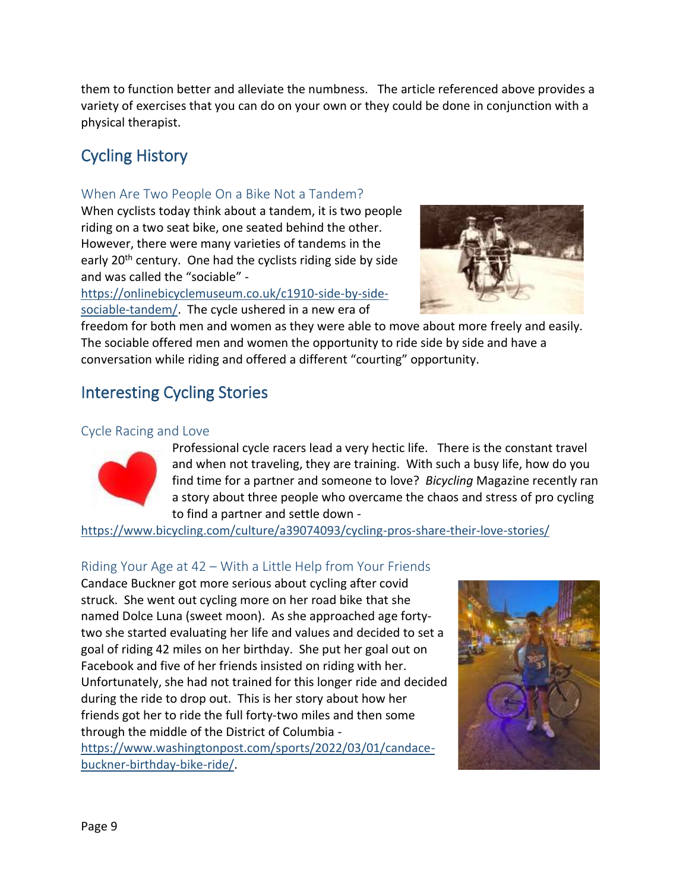them to function better and alleviate the numbness. The article referenced above provides a variety of exercises that you can do on your own or they could be done in conjunction with a physical therapist.

## Cycling History

### When Are Two People On a Bike Not a Tandem?

When cyclists today think about a tandem, it is two people riding on a two seat bike, one seated behind the other. However, there were many varieties of tandems in the early 20th century. One had the cyclists riding side by side and was called the "sociable" - https://onlinebicyclemuseum.co.uk/c1910-side-by-side-sociable-tandem/. The cycle ushered in a new era of freedom for both men and women as they were able to move about more freely and easily. The sociable offered men and women the opportunity to ride side by side and have a conversation while riding and offered a different "courting" opportunity.

## Interesting Cycling Stories

### Cycle Racing and Love

Professional cycle racers lead a very hectic life. There is the constant travel and when not traveling, they are training. With such a busy life, how do you find time for a partner and someone to love? *Bicycling* Magazine recently ran a story about three people who overcame the chaos and stress of pro cycling to find a partner and settle down - https://www.bicycling.com/culture/a39074093/cycling-pros-share-their-love-stories/

### Riding Your Age at 42 – With a Little Help from Your Friends

Candace Buckner got more serious about cycling after covid struck. She went out cycling more on her road bike that she named Dolce Luna (sweet moon). As she approached age forty-two she started evaluating her life and values and decided to set a goal of riding 42 miles on her birthday. She put her goal out on Facebook and five of her friends insisted on riding with her. Unfortunately, she had not trained for this longer ride and decided during the ride to drop out. This is her story about how her friends got her to ride the full forty-two miles and then some through the middle of the District of Columbia - https://www.washingtonpost.com/sports/2022/03/01/candace-buckner-birthday-bike-ride/.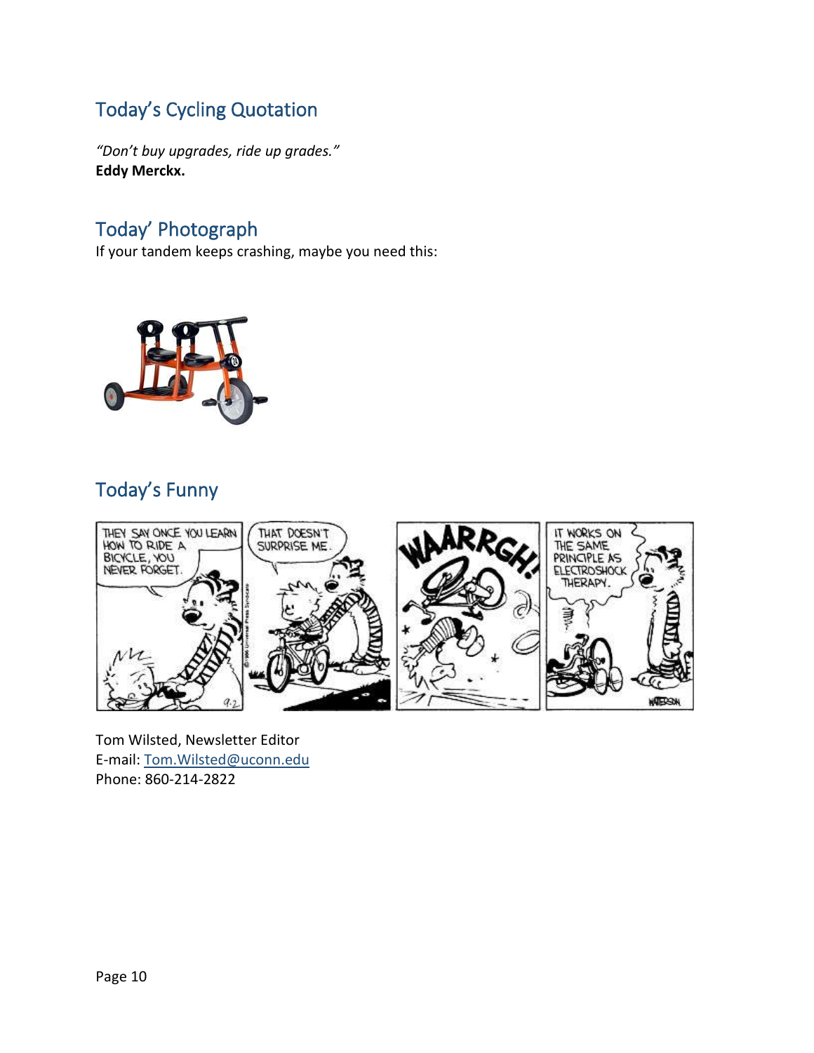## Today's Cycling Quotation

*"Don't buy upgrades, ride up grades."*
**Eddy Merckx.**

## Today' Photograph

If your tandem keeps crashing, maybe you need this:

## Today's Funny

Tom Wilsted, Newsletter Editor
E-mail: Tom.Wilsted@uconn.edu
Phone: 860-214-2822